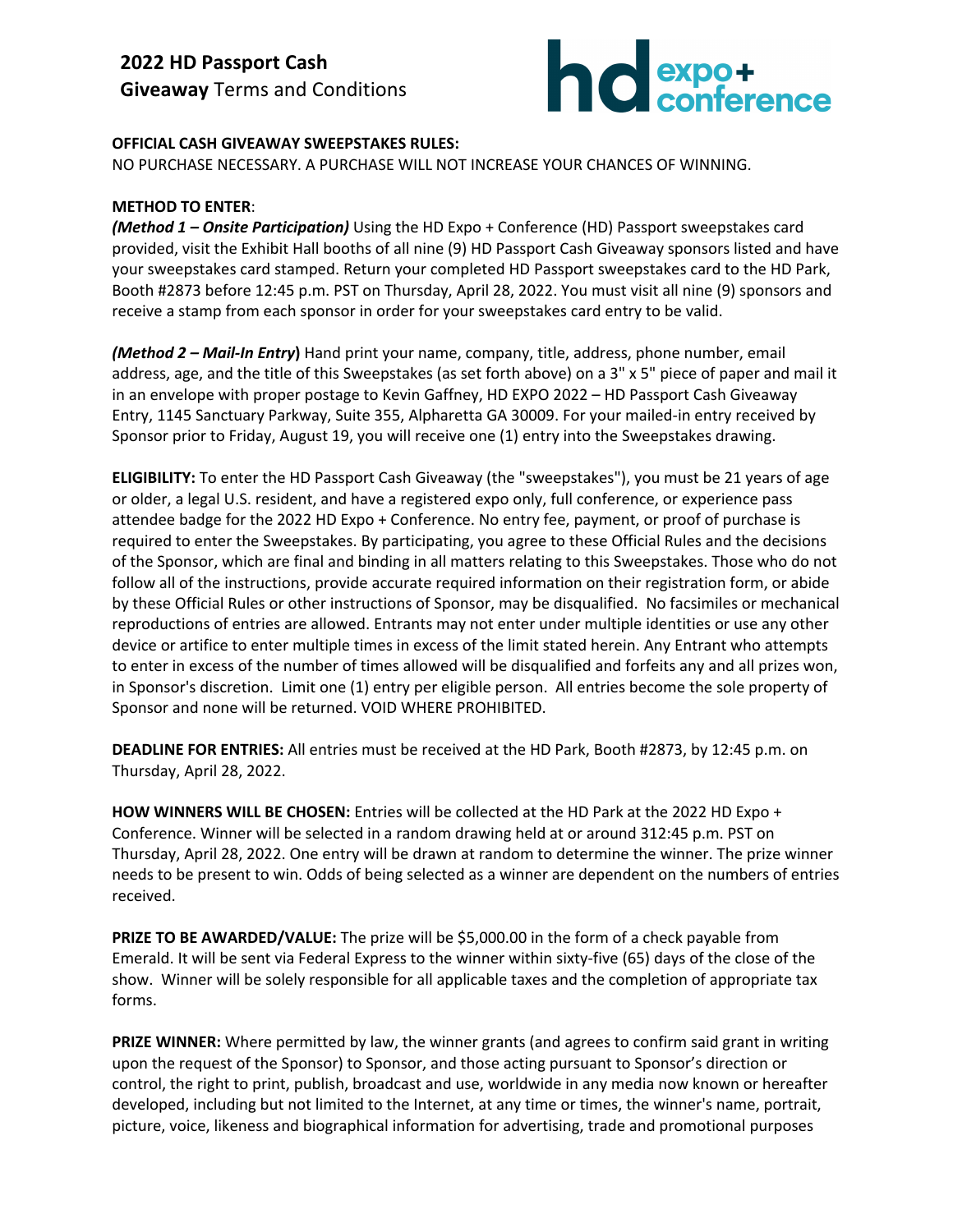# 2022 HD Passport Cash Giveaway Terms and Conditions

**OFFICIAL CASH GIVEAWAY SWEEPSTAKES RULES:**

NO PURCHASE NECESSARY. A PURCHASE WILL NOT INCREASE YOUR CHANCES OF WINNING.

**METHOD TO ENTER**:

***(Method 1 – Onsite Participation)*** Using the HD Expo + Conference (HD) Passport sweepstakes card provided, visit the Exhibit Hall booths of all nine (9) HD Passport Cash Giveaway sponsors listed and have your sweepstakes card stamped. Return your completed HD Passport sweepstakes card to the HD Park, Booth #2873 before 12:45 p.m. PST on Thursday, April 28, 2022. You must visit all nine (9) sponsors and receive a stamp from each sponsor in order for your sweepstakes card entry to be valid.

***(Method 2 – Mail-In Entry)*** Hand print your name, company, title, address, phone number, email address, age, and the title of this Sweepstakes (as set forth above) on a 3" x 5" piece of paper and mail it in an envelope with proper postage to Kevin Gaffney, HD EXPO 2022 – HD Passport Cash Giveaway Entry, 1145 Sanctuary Parkway, Suite 355, Alpharetta GA 30009. For your mailed-in entry received by Sponsor prior to Friday, August 19, you will receive one (1) entry into the Sweepstakes drawing.

**ELIGIBILITY:** To enter the HD Passport Cash Giveaway (the "sweepstakes"), you must be 21 years of age or older, a legal U.S. resident, and have a registered expo only, full conference, or experience pass attendee badge for the 2022 HD Expo + Conference. No entry fee, payment, or proof of purchase is required to enter the Sweepstakes. By participating, you agree to these Official Rules and the decisions of the Sponsor, which are final and binding in all matters relating to this Sweepstakes. Those who do not follow all of the instructions, provide accurate required information on their registration form, or abide by these Official Rules or other instructions of Sponsor, may be disqualified. No facsimiles or mechanical reproductions of entries are allowed. Entrants may not enter under multiple identities or use any other device or artifice to enter multiple times in excess of the limit stated herein. Any Entrant who attempts to enter in excess of the number of times allowed will be disqualified and forfeits any and all prizes won, in Sponsor's discretion. Limit one (1) entry per eligible person. All entries become the sole property of Sponsor and none will be returned. VOID WHERE PROHIBITED.

**DEADLINE FOR ENTRIES:** All entries must be received at the HD Park, Booth #2873, by 12:45 p.m. on Thursday, April 28, 2022.

**HOW WINNERS WILL BE CHOSEN:** Entries will be collected at the HD Park at the 2022 HD Expo + Conference. Winner will be selected in a random drawing held at or around 312:45 p.m. PST on Thursday, April 28, 2022. One entry will be drawn at random to determine the winner. The prize winner needs to be present to win. Odds of being selected as a winner are dependent on the numbers of entries received.

**PRIZE TO BE AWARDED/VALUE:** The prize will be $5,000.00 in the form of a check payable from Emerald. It will be sent via Federal Express to the winner within sixty-five (65) days of the close of the show. Winner will be solely responsible for all applicable taxes and the completion of appropriate tax forms.

**PRIZE WINNER:** Where permitted by law, the winner grants (and agrees to confirm said grant in writing upon the request of the Sponsor) to Sponsor, and those acting pursuant to Sponsor's direction or control, the right to print, publish, broadcast and use, worldwide in any media now known or hereafter developed, including but not limited to the Internet, at any time or times, the winner's name, portrait, picture, voice, likeness and biographical information for advertising, trade and promotional purposes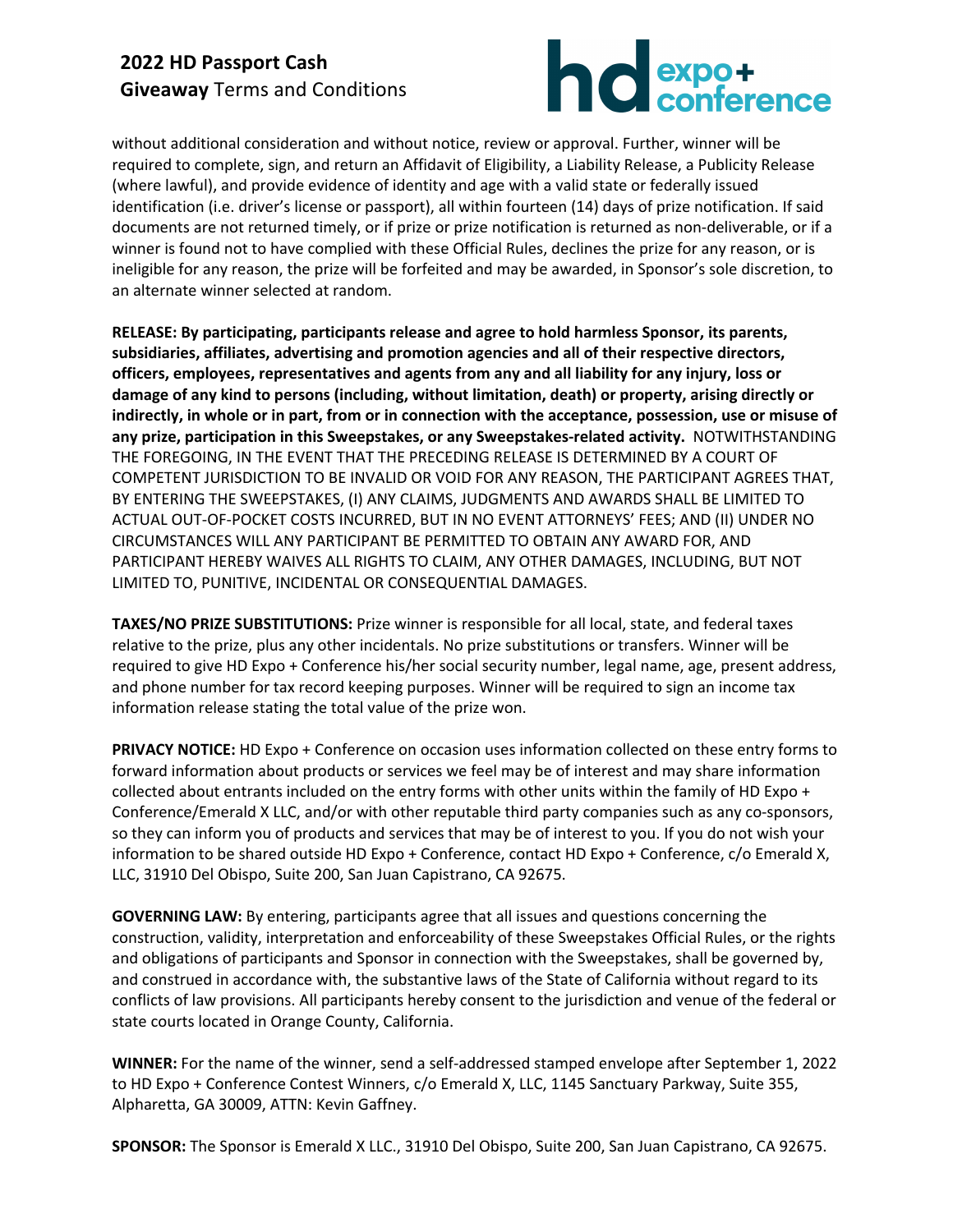without additional consideration and without notice, review or approval. Further, winner will be required to complete, sign, and return an Affidavit of Eligibility, a Liability Release, a Publicity Release (where lawful), and provide evidence of identity and age with a valid state or federally issued identification (i.e. driver's license or passport), all within fourteen (14) days of prize notification. If said documents are not returned timely, or if prize or prize notification is returned as non-deliverable, or if a winner is found not to have complied with these Official Rules, declines the prize for any reason, or is ineligible for any reason, the prize will be forfeited and may be awarded, in Sponsor's sole discretion, to an alternate winner selected at random.

**RELEASE: By participating, participants release and agree to hold harmless Sponsor, its parents, subsidiaries, affiliates, advertising and promotion agencies and all of their respective directors, officers, employees, representatives and agents from any and all liability for any injury, loss or damage of any kind to persons (including, without limitation, death) or property, arising directly or indirectly, in whole or in part, from or in connection with the acceptance, possession, use or misuse of any prize, participation in this Sweepstakes, or any Sweepstakes-related activity.** NOTWITHSTANDING THE FOREGOING, IN THE EVENT THAT THE PRECEDING RELEASE IS DETERMINED BY A COURT OF COMPETENT JURISDICTION TO BE INVALID OR VOID FOR ANY REASON, THE PARTICIPANT AGREES THAT, BY ENTERING THE SWEEPSTAKES, (I) ANY CLAIMS, JUDGMENTS AND AWARDS SHALL BE LIMITED TO ACTUAL OUT-OF-POCKET COSTS INCURRED, BUT IN NO EVENT ATTORNEYS' FEES; AND (II) UNDER NO CIRCUMSTANCES WILL ANY PARTICIPANT BE PERMITTED TO OBTAIN ANY AWARD FOR, AND PARTICIPANT HEREBY WAIVES ALL RIGHTS TO CLAIM, ANY OTHER DAMAGES, INCLUDING, BUT NOT LIMITED TO, PUNITIVE, INCIDENTAL OR CONSEQUENTIAL DAMAGES.

**TAXES/NO PRIZE SUBSTITUTIONS:** Prize winner is responsible for all local, state, and federal taxes relative to the prize, plus any other incidentals. No prize substitutions or transfers. Winner will be required to give HD Expo + Conference his/her social security number, legal name, age, present address, and phone number for tax record keeping purposes. Winner will be required to sign an income tax information release stating the total value of the prize won.

**PRIVACY NOTICE:** HD Expo + Conference on occasion uses information collected on these entry forms to forward information about products or services we feel may be of interest and may share information collected about entrants included on the entry forms with other units within the family of HD Expo + Conference/Emerald X LLC, and/or with other reputable third party companies such as any co-sponsors, so they can inform you of products and services that may be of interest to you. If you do not wish your information to be shared outside HD Expo + Conference, contact HD Expo + Conference, c/o Emerald X, LLC, 31910 Del Obispo, Suite 200, San Juan Capistrano, CA 92675.

**GOVERNING LAW:** By entering, participants agree that all issues and questions concerning the construction, validity, interpretation and enforceability of these Sweepstakes Official Rules, or the rights and obligations of participants and Sponsor in connection with the Sweepstakes, shall be governed by, and construed in accordance with, the substantive laws of the State of California without regard to its conflicts of law provisions. All participants hereby consent to the jurisdiction and venue of the federal or state courts located in Orange County, California.

**WINNER:** For the name of the winner, send a self-addressed stamped envelope after September 1, 2022 to HD Expo + Conference Contest Winners, c/o Emerald X, LLC, 1145 Sanctuary Parkway, Suite 355, Alpharetta, GA 30009, ATTN: Kevin Gaffney.

**SPONSOR:** The Sponsor is Emerald X LLC., 31910 Del Obispo, Suite 200, San Juan Capistrano, CA 92675.